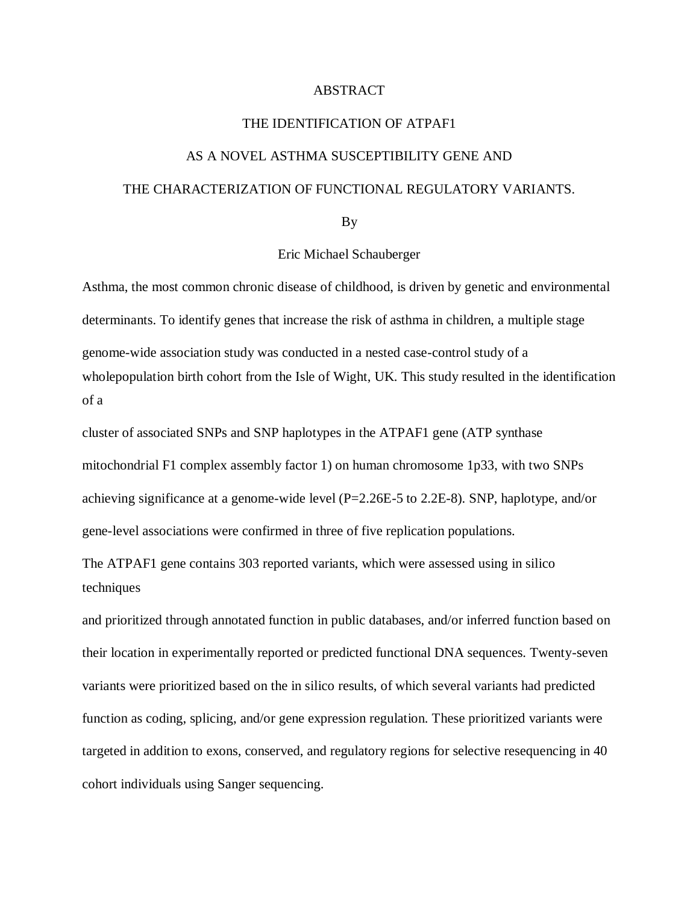# ABSTRACT

## THE IDENTIFICATION OF ATPAF1

## AS A NOVEL ASTHMA SUSCEPTIBILITY GENE AND

## THE CHARACTERIZATION OF FUNCTIONAL REGULATORY VARIANTS.

By

Eric Michael Schauberger

Asthma, the most common chronic disease of childhood, is driven by genetic and environmental determinants. To identify genes that increase the risk of asthma in children, a multiple stage genome-wide association study was conducted in a nested case-control study of a wholepopulation birth cohort from the Isle of Wight, UK. This study resulted in the identification of a cluster of associated SNPs and SNP haplotypes in the ATPAF1 gene (ATP synthase mitochondrial F1 complex assembly factor 1) on human chromosome 1p33, with two SNPs achieving significance at a genome-wide level (P=2.26E-5 to 2.2E-8). SNP, haplotype, and/or gene-level associations were confirmed in three of five replication populations.

The ATPAF1 gene contains 303 reported variants, which were assessed using in silico techniques and prioritized through annotated function in public databases, and/or inferred function based on their location in experimentally reported or predicted functional DNA sequences. Twenty-seven variants were prioritized based on the in silico results, of which several variants had predicted function as coding, splicing, and/or gene expression regulation. These prioritized variants were targeted in addition to exons, conserved, and regulatory regions for selective resequencing in 40 cohort individuals using Sanger sequencing.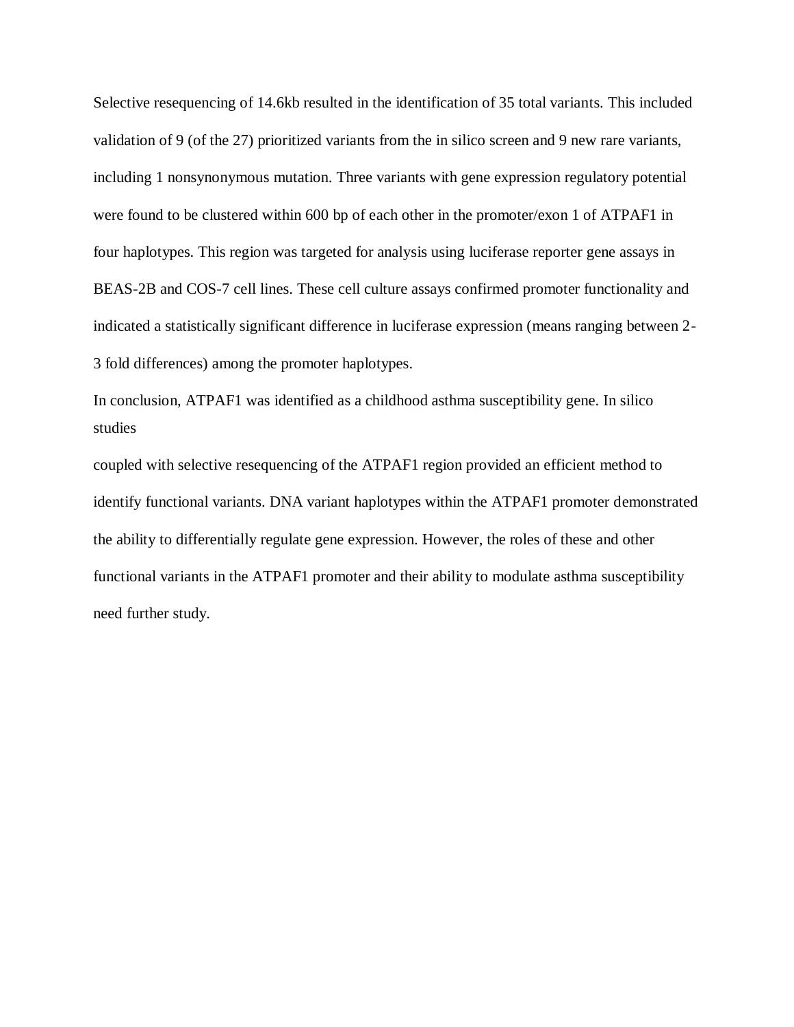Selective resequencing of 14.6kb resulted in the identification of 35 total variants. This included validation of 9 (of the 27) prioritized variants from the in silico screen and 9 new rare variants, including 1 nonsynonymous mutation. Three variants with gene expression regulatory potential were found to be clustered within 600 bp of each other in the promoter/exon 1 of ATPAF1 in four haplotypes. This region was targeted for analysis using luciferase reporter gene assays in BEAS-2B and COS-7 cell lines. These cell culture assays confirmed promoter functionality and indicated a statistically significant difference in luciferase expression (means ranging between 2-3 fold differences) among the promoter haplotypes.

In conclusion, ATPAF1 was identified as a childhood asthma susceptibility gene. In silico studies coupled with selective resequencing of the ATPAF1 region provided an efficient method to identify functional variants. DNA variant haplotypes within the ATPAF1 promoter demonstrated the ability to differentially regulate gene expression. However, the roles of these and other functional variants in the ATPAF1 promoter and their ability to modulate asthma susceptibility need further study.